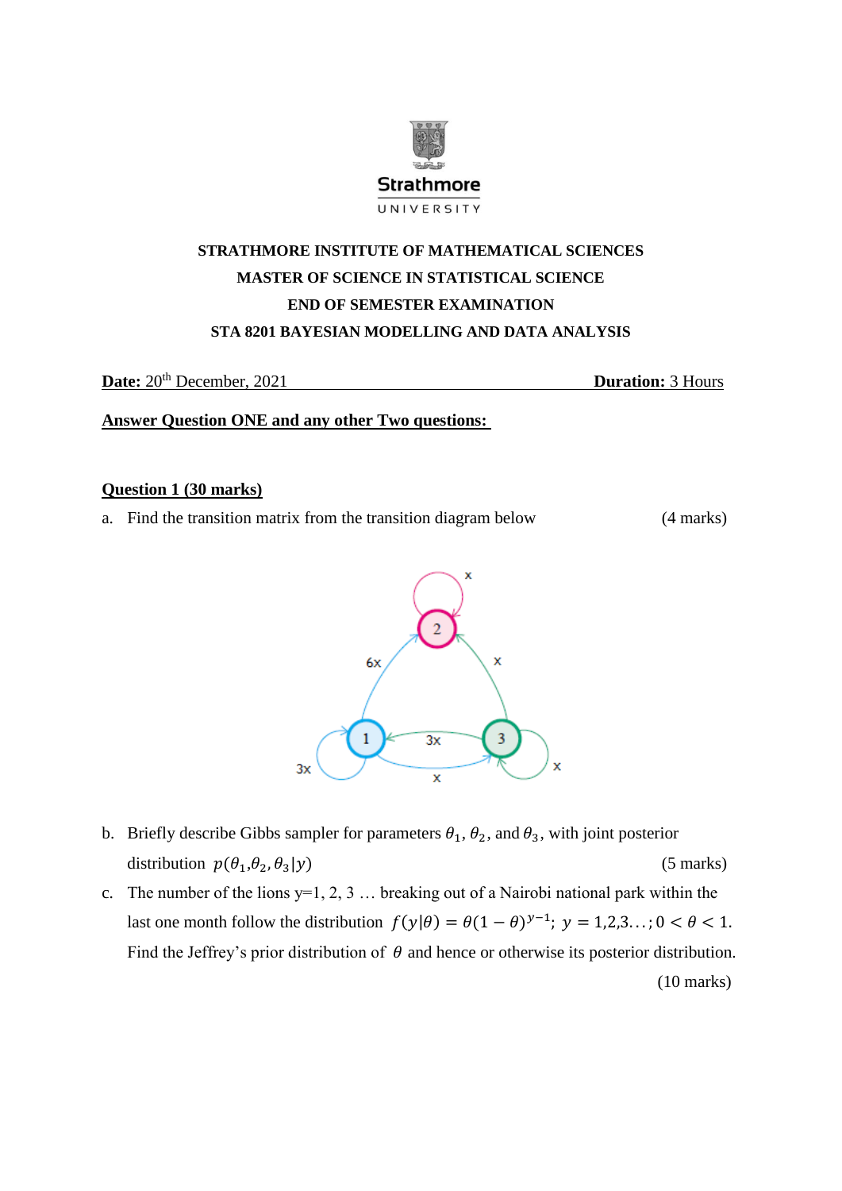Strathmore

UNIVERSITY

**STRATHMORE INSTITUTE OF MATHEMATICAL SCIENCES**

**MASTER OF SCIENCE IN STATISTICAL SCIENCE**

**END OF SEMESTER EXAMINATION**

**STA 8201 BAYESIAN MODELLING AND DATA ANALYSIS**

**Date:** 20th December, 2021 **Duration:** 3 Hours

**Answer Question ONE and any other Two questions:**

**Question 1 (30 marks)**

a. Find the transition matrix from the transition diagram below (4 marks)

b. Briefly describe Gibbs sampler for parameters $\theta_1$, $\theta_2$, and $\theta_3$, with joint posterior distribution $p(\theta_1,\theta_2,\theta_3|y)$ (5 marks)

c. The number of the lions y=1, 2, 3 … breaking out of a Nairobi national park within the last one month follow the distribution $f(y|\theta) = \theta(1-\theta)^{y-1};\ y = 1,2,3\ldots; 0 < \theta < 1$. Find the Jeffrey's prior distribution of $\theta$ and hence or otherwise its posterior distribution. (10 marks)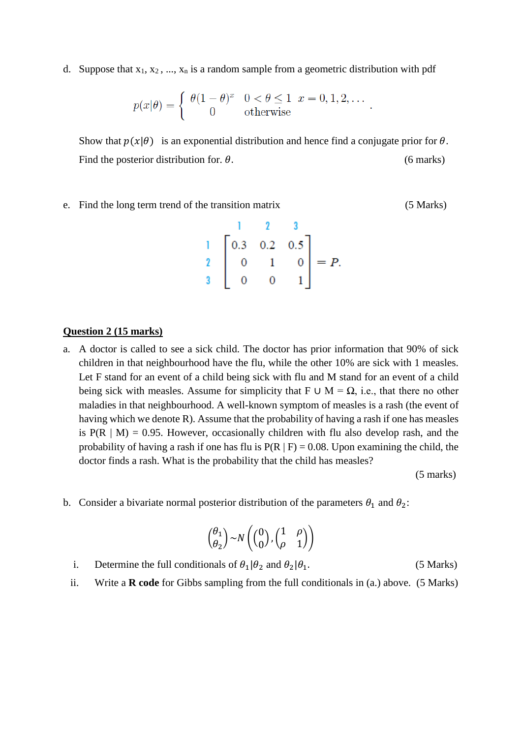d. Suppose that $x_1, x_2, ..., x_n$ is a random sample from a geometric distribution with pdf

$$p(x|\theta) = \begin{cases} \theta(1-\theta)^x & 0 < \theta \leq 1 \quad x = 0, 1, 2, \ldots \\ 0 & \text{otherwise} \end{cases}.$$

Show that $p(x|\theta)$ is an exponential distribution and hence find a conjugate prior for $\theta$. Find the posterior distribution for. $\theta$. (6 marks)

e. Find the long term trend of the transition matrix (5 Marks)

$$\begin{array}{c} \\ 1 \\ 2 \\ 3 \end{array} \begin{array}{c} \begin{array}{ccc} 1 & 2 & 3 \end{array} \\ \begin{bmatrix} 0.3 & 0.2 & 0.5 \\ 0 & 1 & 0 \\ 0 & 0 & 1 \end{bmatrix} \end{array} = P.$$

**Question 2 (15 marks)**

a. A doctor is called to see a sick child. The doctor has prior information that 90% of sick children in that neighbourhood have the flu, while the other 10% are sick with 1 measles. Let F stand for an event of a child being sick with flu and M stand for an event of a child being sick with measles. Assume for simplicity that $F \cup M = \Omega$, i.e., that there no other maladies in that neighbourhood. A well-known symptom of measles is a rash (the event of having which we denote R). Assume that the probability of having a rash if one has measles is $P(R \mid M) = 0.95$. However, occasionally children with flu also develop rash, and the probability of having a rash if one has flu is $P(R \mid F) = 0.08$. Upon examining the child, the doctor finds a rash. What is the probability that the child has measles? (5 marks)

b. Consider a bivariate normal posterior distribution of the parameters $\theta_1$ and $\theta_2$:

$$\begin{pmatrix} \theta_1 \\ \theta_2 \end{pmatrix} \sim N\left( \begin{pmatrix} 0 \\ 0 \end{pmatrix}, \begin{pmatrix} 1 & \rho \\ \rho & 1 \end{pmatrix} \right)$$

i. Determine the full conditionals of $\theta_1|\theta_2$ and $\theta_2|\theta_1$. (5 Marks)

ii. Write a **R code** for Gibbs sampling from the full conditionals in (a.) above. (5 Marks)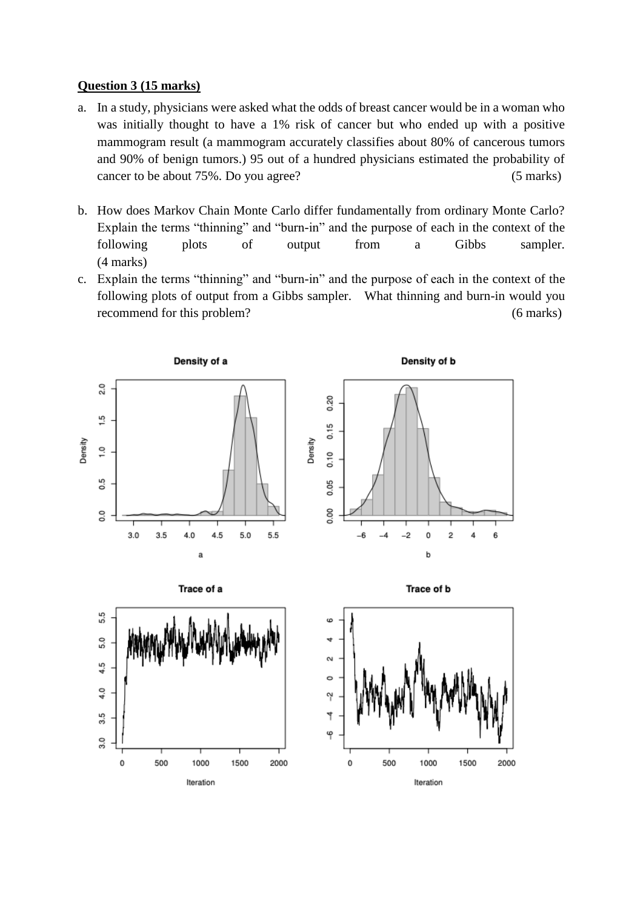**Question 3 (15 marks)**

a. In a study, physicians were asked what the odds of breast cancer would be in a woman who was initially thought to have a 1% risk of cancer but who ended up with a positive mammogram result (a mammogram accurately classifies about 80% of cancerous tumors and 90% of benign tumors.) 95 out of a hundred physicians estimated the probability of cancer to be about 75%. Do you agree? (5 marks)

b. How does Markov Chain Monte Carlo differ fundamentally from ordinary Monte Carlo? Explain the terms "thinning" and "burn-in" and the purpose of each in the context of the following plots of output from a Gibbs sampler. (4 marks)

c. Explain the terms "thinning" and "burn-in" and the purpose of each in the context of the following plots of output from a Gibbs sampler. What thinning and burn-in would you recommend for this problem? (6 marks)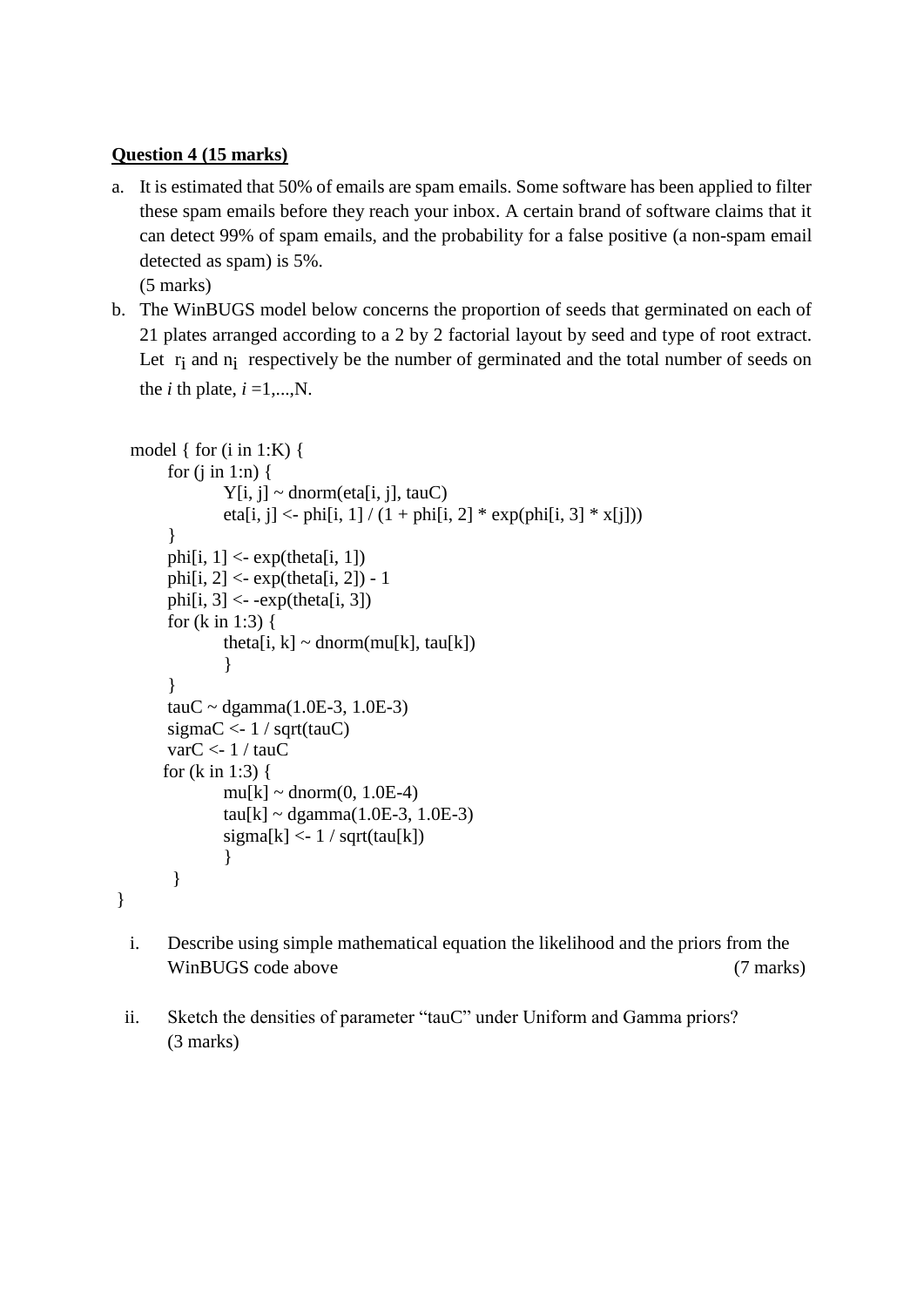**Question 4 (15 marks)**

a. It is estimated that 50% of emails are spam emails. Some software has been applied to filter these spam emails before they reach your inbox. A certain brand of software claims that it can detect 99% of spam emails, and the probability for a false positive (a non-spam email detected as spam) is 5%.
   (5 marks)

b. The WinBUGS model below concerns the proportion of seeds that germinated on each of 21 plates arranged according to a 2 by 2 factorial layout by seed and type of root extract. Let $r_i$ and $n_i$ respectively be the number of germinated and the total number of seeds on the *i* th plate, *i* =1,...,N.

```
model { for (i in 1:K) {
      for (j in 1:n) {
            Y[i, j] ~ dnorm(eta[i, j], tauC)
            eta[i, j] <- phi[i, 1] / (1 + phi[i, 2] * exp(phi[i, 3] * x[j]))
      }
      phi[i, 1] <- exp(theta[i, 1])
      phi[i, 2] <- exp(theta[i, 2]) - 1
      phi[i, 3] <- -exp(theta[i, 3])
      for (k in 1:3) {
            theta[i, k] ~ dnorm(mu[k], tau[k])
            }
      }
      tauC ~ dgamma(1.0E-3, 1.0E-3)
      sigmaC <- 1 / sqrt(tauC)
      varC <- 1 / tauC
      for (k in 1:3) {
            mu[k] ~ dnorm(0, 1.0E-4)
            tau[k] ~ dgamma(1.0E-3, 1.0E-3)
            sigma[k] <- 1 / sqrt(tau[k])
            }
      }
}
```

i. Describe using simple mathematical equation the likelihood and the priors from the WinBUGS code above (7 marks)

ii. Sketch the densities of parameter "tauC" under Uniform and Gamma priors?
   (3 marks)